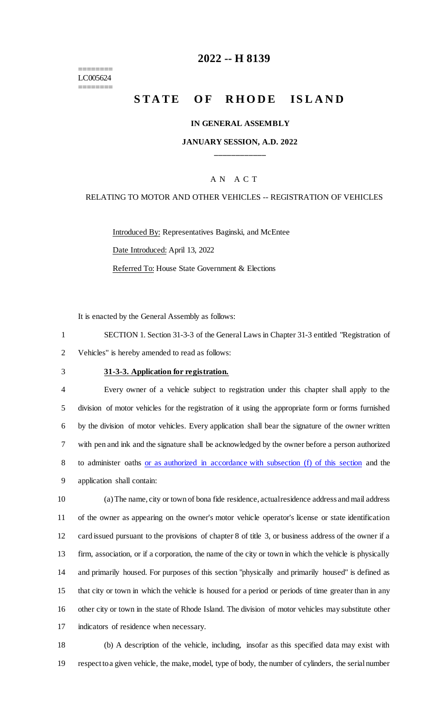========
LC005624
========

# 2022 -- H 8139

# STATE OF RHODE ISLAND

## IN GENERAL ASSEMBLY

### JANUARY SESSION, A.D. 2022

____________

A N A C T

RELATING TO MOTOR AND OTHER VEHICLES -- REGISTRATION OF VEHICLES

Introduced By: Representatives Baginski, and McEntee

Date Introduced: April 13, 2022

Referred To: House State Government & Elections

It is enacted by the General Assembly as follows:

1 SECTION 1. Section 31-3-3 of the General Laws in Chapter 31-3 entitled "Registration of
2 Vehicles" is hereby amended to read as follows:

3 **31-3-3. Application for registration.**

4 Every owner of a vehicle subject to registration under this chapter shall apply to the
5 division of motor vehicles for the registration of it using the appropriate form or forms furnished
6 by the division of motor vehicles. Every application shall bear the signature of the owner written
7 with pen and ink and the signature shall be acknowledged by the owner before a person authorized
8 to administer oaths or as authorized in accordance with subsection (f) of this section and the
9 application shall contain:

10 (a) The name, city or town of bona fide residence, actual residence address and mail address
11 of the owner as appearing on the owner's motor vehicle operator's license or state identification
12 card issued pursuant to the provisions of chapter 8 of title 3, or business address of the owner if a
13 firm, association, or if a corporation, the name of the city or town in which the vehicle is physically
14 and primarily housed. For purposes of this section "physically and primarily housed" is defined as
15 that city or town in which the vehicle is housed for a period or periods of time greater than in any
16 other city or town in the state of Rhode Island. The division of motor vehicles may substitute other
17 indicators of residence when necessary.

18 (b) A description of the vehicle, including, insofar as this specified data may exist with
19 respect to a given vehicle, the make, model, type of body, the number of cylinders, the serial number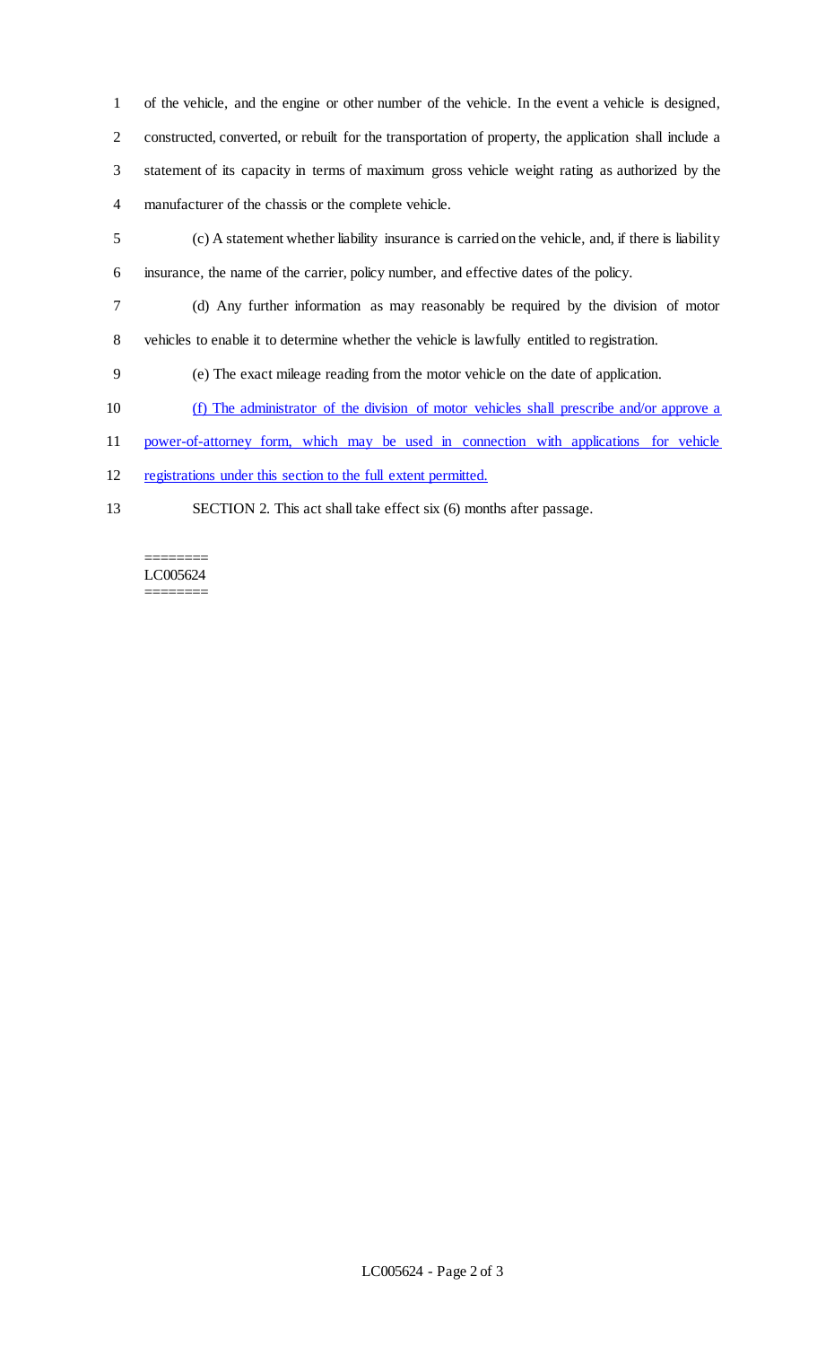of the vehicle, and the engine or other number of the vehicle. In the event a vehicle is designed, constructed, converted, or rebuilt for the transportation of property, the application shall include a statement of its capacity in terms of maximum gross vehicle weight rating as authorized by the manufacturer of the chassis or the complete vehicle.

(c) A statement whether liability insurance is carried on the vehicle, and, if there is liability insurance, the name of the carrier, policy number, and effective dates of the policy.

(d) Any further information as may reasonably be required by the division of motor vehicles to enable it to determine whether the vehicle is lawfully entitled to registration.

(e) The exact mileage reading from the motor vehicle on the date of application.

(f) The administrator of the division of motor vehicles shall prescribe and/or approve a power-of-attorney form, which may be used in connection with applications for vehicle registrations under this section to the full extent permitted.

SECTION 2. This act shall take effect six (6) months after passage.

========
LC005624
========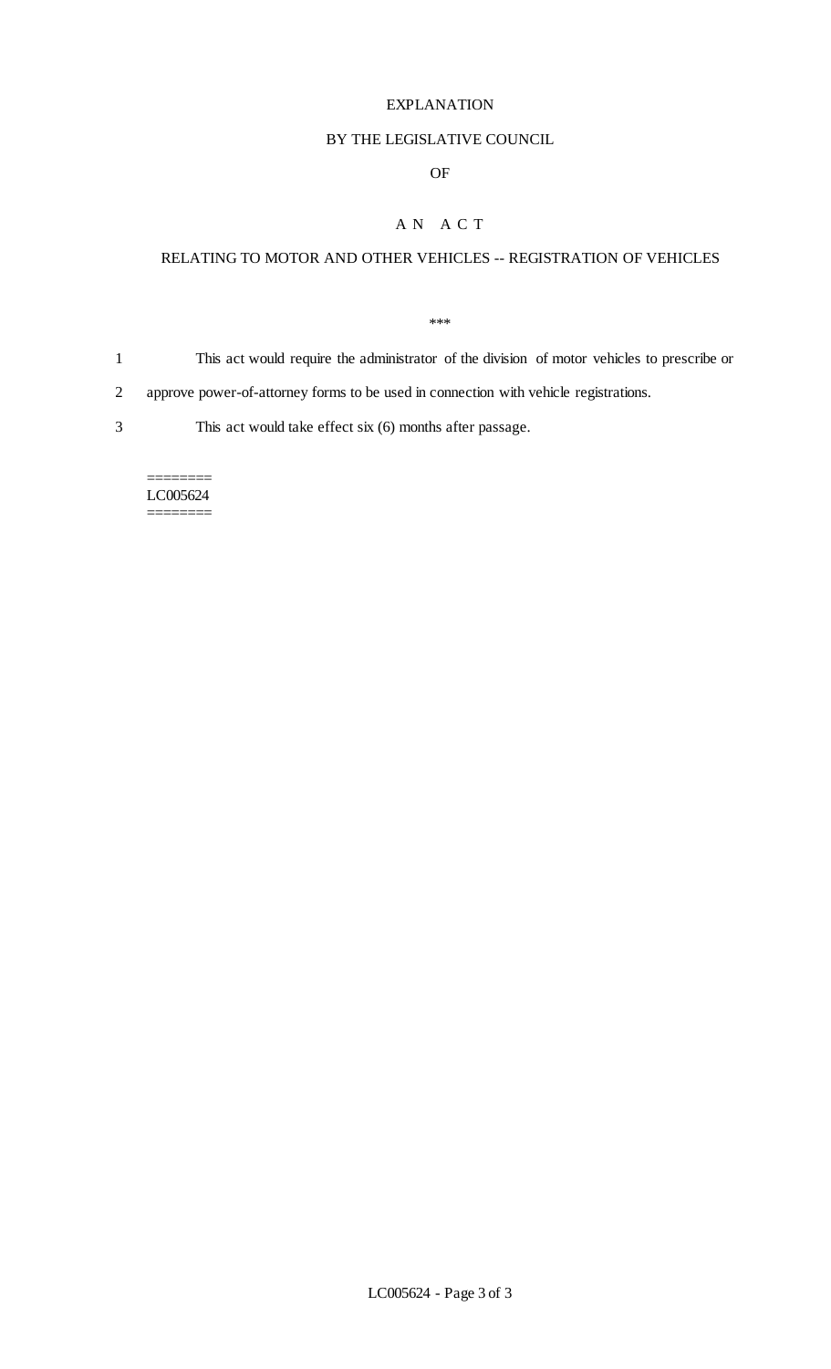EXPLANATION

BY THE LEGISLATIVE COUNCIL

OF

A N A C T

RELATING TO MOTOR AND OTHER VEHICLES -- REGISTRATION OF VEHICLES

***

1 This act would require the administrator of the division of motor vehicles to prescribe or

2 approve power-of-attorney forms to be used in connection with vehicle registrations.

3 This act would take effect six (6) months after passage.

========
LC005624
========